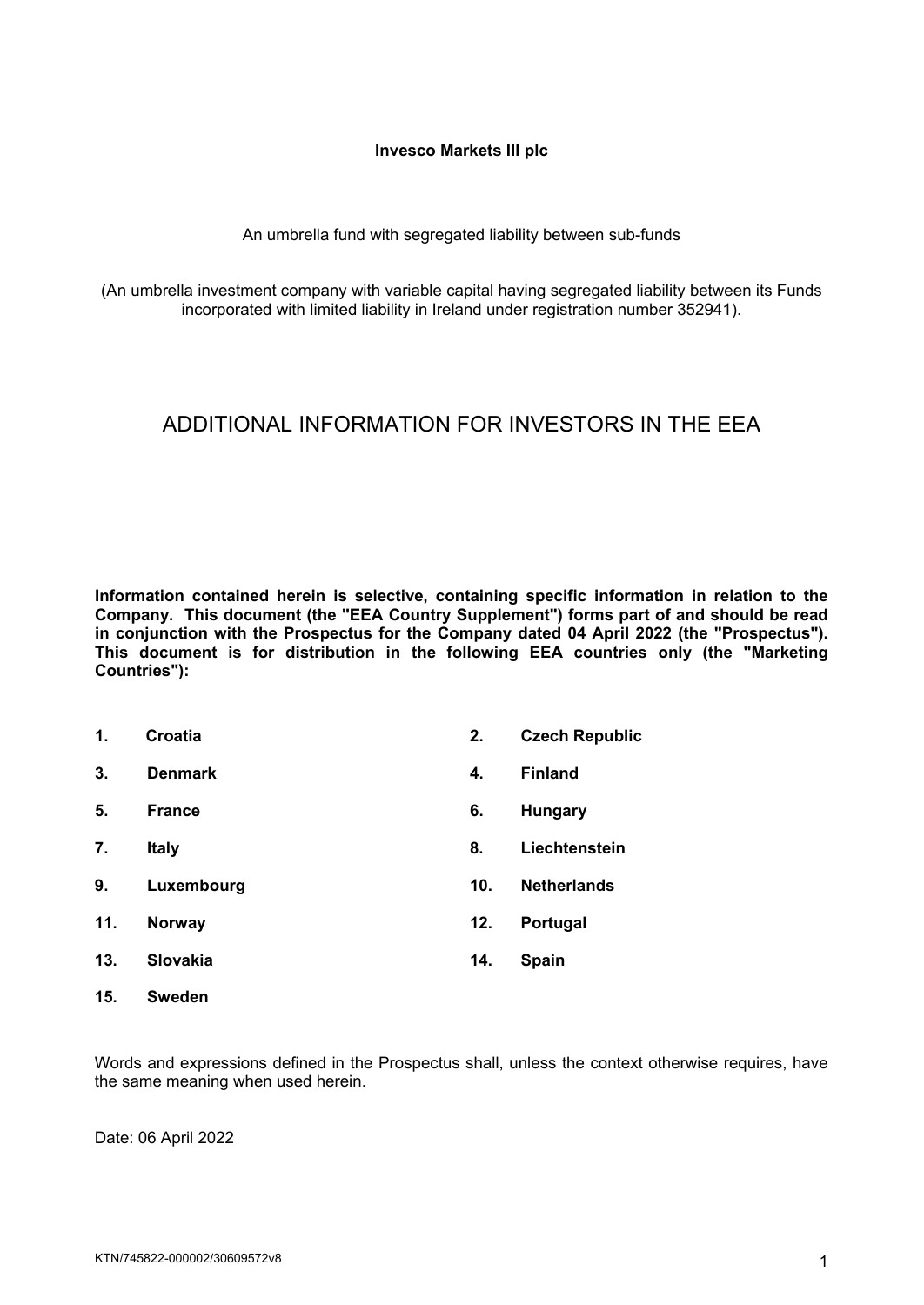**Invesco Markets III plc**

An umbrella fund with segregated liability between sub-funds

(An umbrella investment company with variable capital having segregated liability between its Funds incorporated with limited liability in Ireland under registration number 352941).

# ADDITIONAL INFORMATION FOR INVESTORS IN THE EEA

**Information contained herein is selective, containing specific information in relation to the Company. This document (the "EEA Country Supplement") forms part of and should be read in conjunction with the Prospectus for the Company dated 04 April 2022 (the "Prospectus"). This document is for distribution in the following EEA countries only (the "Marketing Countries"):**

1. **Croatia**
2. **Czech Republic**
3. **Denmark**
4. **Finland**
5. **France**
6. **Hungary**
7. **Italy**
8. **Liechtenstein**
9. **Luxembourg**
10. **Netherlands**
11. **Norway**
12. **Portugal**
13. **Slovakia**
14. **Spain**
15. **Sweden**

Words and expressions defined in the Prospectus shall, unless the context otherwise requires, have the same meaning when used herein.

Date: 06 April 2022

KTN/745822-000002/30609572v8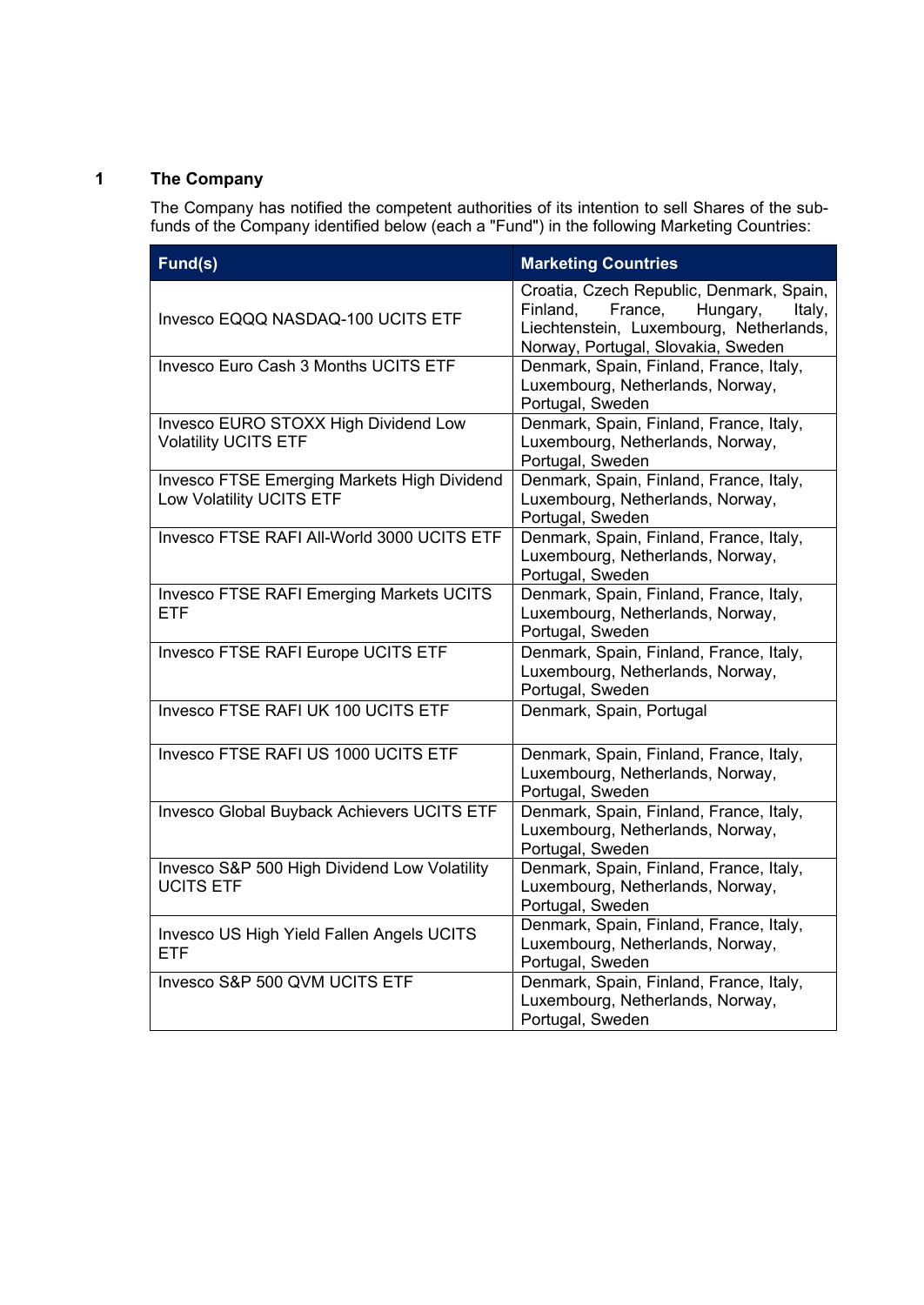## 1 The Company

The Company has notified the competent authorities of its intention to sell Shares of the sub-funds of the Company identified below (each a "Fund") in the following Marketing Countries:

| Fund(s) | Marketing Countries |
|---|---|
| Invesco EQQQ NASDAQ-100 UCITS ETF | Croatia, Czech Republic, Denmark, Spain, Finland, France, Hungary, Italy, Liechtenstein, Luxembourg, Netherlands, Norway, Portugal, Slovakia, Sweden |
| Invesco Euro Cash 3 Months UCITS ETF | Denmark, Spain, Finland, France, Italy, Luxembourg, Netherlands, Norway, Portugal, Sweden |
| Invesco EURO STOXX High Dividend Low Volatility UCITS ETF | Denmark, Spain, Finland, France, Italy, Luxembourg, Netherlands, Norway, Portugal, Sweden |
| Invesco FTSE Emerging Markets High Dividend Low Volatility UCITS ETF | Denmark, Spain, Finland, France, Italy, Luxembourg, Netherlands, Norway, Portugal, Sweden |
| Invesco FTSE RAFI All-World 3000 UCITS ETF | Denmark, Spain, Finland, France, Italy, Luxembourg, Netherlands, Norway, Portugal, Sweden |
| Invesco FTSE RAFI Emerging Markets UCITS ETF | Denmark, Spain, Finland, France, Italy, Luxembourg, Netherlands, Norway, Portugal, Sweden |
| Invesco FTSE RAFI Europe UCITS ETF | Denmark, Spain, Finland, France, Italy, Luxembourg, Netherlands, Norway, Portugal, Sweden |
| Invesco FTSE RAFI UK 100 UCITS ETF | Denmark, Spain, Portugal |
| Invesco FTSE RAFI US 1000 UCITS ETF | Denmark, Spain, Finland, France, Italy, Luxembourg, Netherlands, Norway, Portugal, Sweden |
| Invesco Global Buyback Achievers UCITS ETF | Denmark, Spain, Finland, France, Italy, Luxembourg, Netherlands, Norway, Portugal, Sweden |
| Invesco S&P 500 High Dividend Low Volatility UCITS ETF | Denmark, Spain, Finland, France, Italy, Luxembourg, Netherlands, Norway, Portugal, Sweden |
| Invesco US High Yield Fallen Angels UCITS ETF | Denmark, Spain, Finland, France, Italy, Luxembourg, Netherlands, Norway, Portugal, Sweden |
| Invesco S&P 500 QVM UCITS ETF | Denmark, Spain, Finland, France, Italy, Luxembourg, Netherlands, Norway, Portugal, Sweden |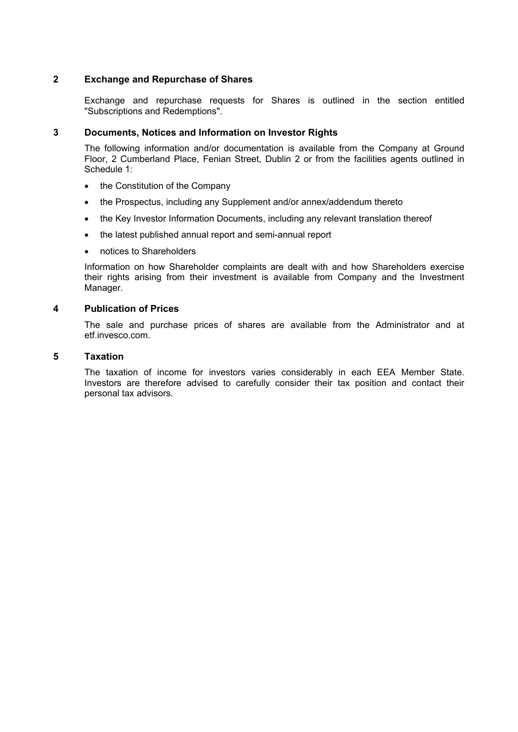## 2 Exchange and Repurchase of Shares

Exchange and repurchase requests for Shares is outlined in the section entitled "Subscriptions and Redemptions".

## 3 Documents, Notices and Information on Investor Rights

The following information and/or documentation is available from the Company at Ground Floor, 2 Cumberland Place, Fenian Street, Dublin 2 or from the facilities agents outlined in Schedule 1:

- the Constitution of the Company
- the Prospectus, including any Supplement and/or annex/addendum thereto
- the Key Investor Information Documents, including any relevant translation thereof
- the latest published annual report and semi-annual report
- notices to Shareholders

Information on how Shareholder complaints are dealt with and how Shareholders exercise their rights arising from their investment is available from Company and the Investment Manager.

## 4 Publication of Prices

The sale and purchase prices of shares are available from the Administrator and at etf.invesco.com.

## 5 Taxation

The taxation of income for investors varies considerably in each EEA Member State. Investors are therefore advised to carefully consider their tax position and contact their personal tax advisors.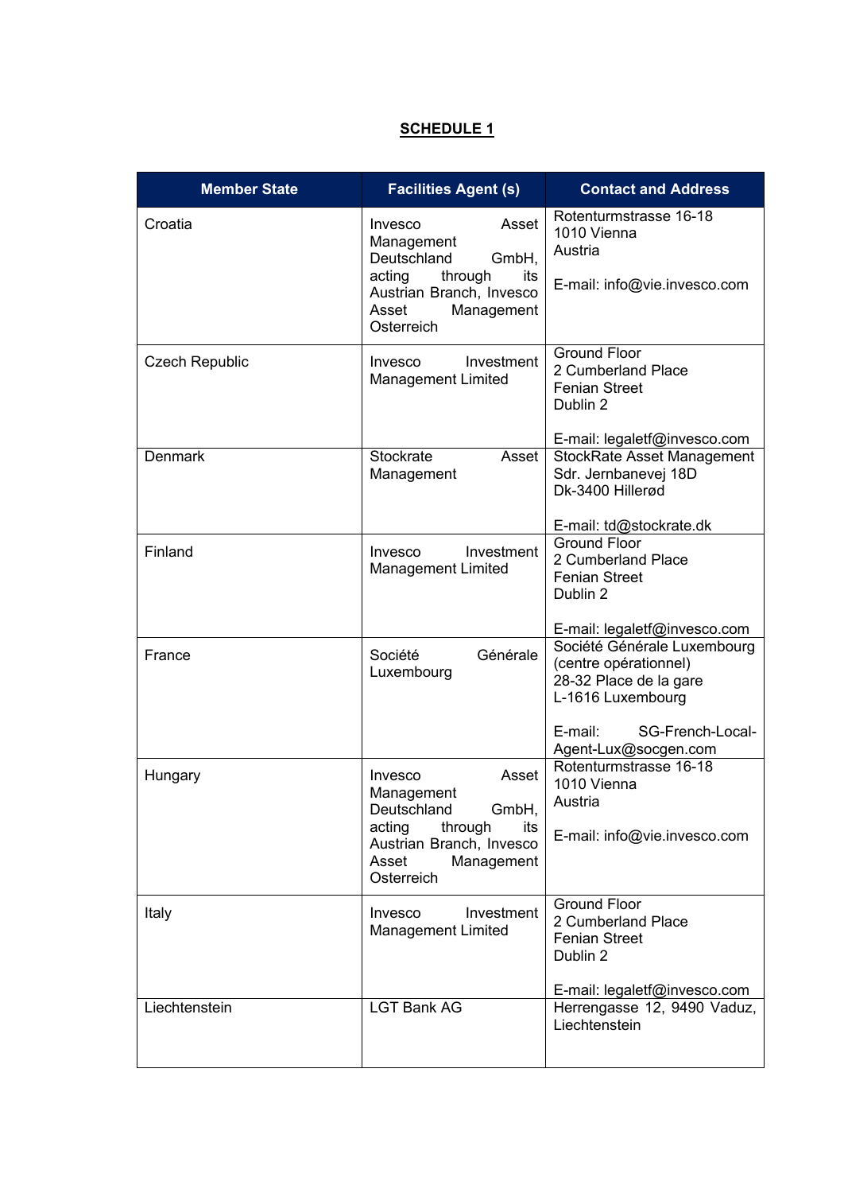**SCHEDULE 1**

| Member State | Facilities Agent (s) | Contact and Address |
|---|---|---|
| Croatia | Invesco Asset Management Deutschland GmbH, acting through its Austrian Branch, Invesco Asset Management Osterreich | Rotenturmstrasse 16-18<br>1010 Vienna<br>Austria<br><br>E-mail: info@vie.invesco.com |
| Czech Republic | Invesco Investment Management Limited | Ground Floor<br>2 Cumberland Place<br>Fenian Street<br>Dublin 2<br><br>E-mail: legaletf@invesco.com |
| Denmark | Stockrate Asset Management | StockRate Asset Management<br>Sdr. Jernbanevej 18D<br>Dk-3400 Hillerød<br><br>E-mail: td@stockrate.dk |
| Finland | Invesco Investment Management Limited | Ground Floor<br>2 Cumberland Place<br>Fenian Street<br>Dublin 2<br><br>E-mail: legaletf@invesco.com |
| France | Société Générale Luxembourg | Société Générale Luxembourg (centre opérationnel)<br>28-32 Place de la gare<br>L-1616 Luxembourg<br><br>E-mail: SG-French-Local-Agent-Lux@socgen.com |
| Hungary | Invesco Asset Management Deutschland GmbH, acting through its Austrian Branch, Invesco Asset Management Osterreich | Rotenturmstrasse 16-18<br>1010 Vienna<br>Austria<br><br>E-mail: info@vie.invesco.com |
| Italy | Invesco Investment Management Limited | Ground Floor<br>2 Cumberland Place<br>Fenian Street<br>Dublin 2<br><br>E-mail: legaletf@invesco.com |
| Liechtenstein | LGT Bank AG | Herrengasse 12, 9490 Vaduz, Liechtenstein |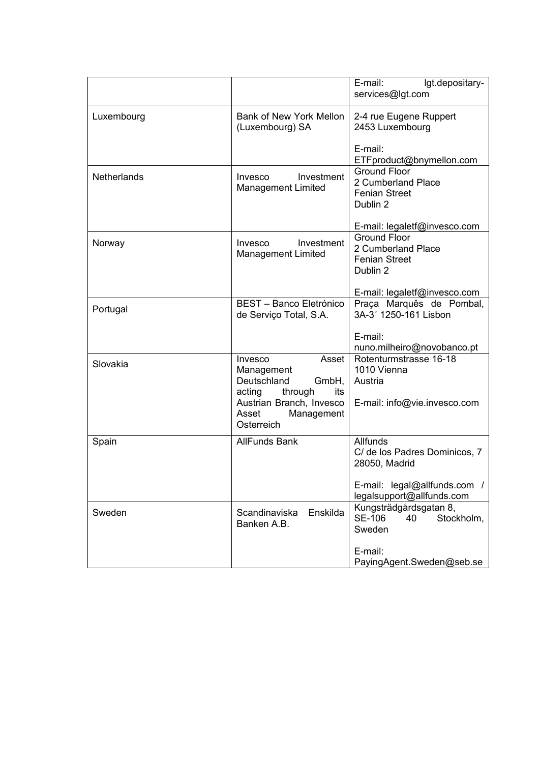| | | |
|---|---|---|
| | | E-mail: lgt.depositary-services@lgt.com |
| Luxembourg | Bank of New York Mellon (Luxembourg) SA | 2-4 rue Eugene Ruppert<br>2453 Luxembourg<br><br>E-mail: ETFproduct@bnymellon.com |
| Netherlands | Invesco Investment Management Limited | Ground Floor<br>2 Cumberland Place<br>Fenian Street<br>Dublin 2<br><br>E-mail: legaletf@invesco.com |
| Norway | Invesco Investment Management Limited | Ground Floor<br>2 Cumberland Place<br>Fenian Street<br>Dublin 2<br><br>E-mail: legaletf@invesco.com |
| Portugal | BEST – Banco Eletrónico de Serviço Total, S.A. | Praça Marquês de Pombal, 3A-3˚ 1250-161 Lisbon<br><br>E-mail: nuno.milheiro@novobanco.pt |
| Slovakia | Invesco Asset Management Deutschland GmbH, acting through its Austrian Branch, Invesco Asset Management Osterreich | Rotenturmstrasse 16-18<br>1010 Vienna<br>Austria<br><br>E-mail: info@vie.invesco.com |
| Spain | AllFunds Bank | Allfunds<br>C/ de los Padres Dominicos, 7<br>28050, Madrid<br><br>E-mail: legal@allfunds.com / legalsupport@allfunds.com |
| Sweden | Scandinaviska Enskilda Banken A.B. | Kungsträdgårdsgatan 8,<br>SE-106 40 Stockholm, Sweden<br><br>E-mail: PayingAgent.Sweden@seb.se |